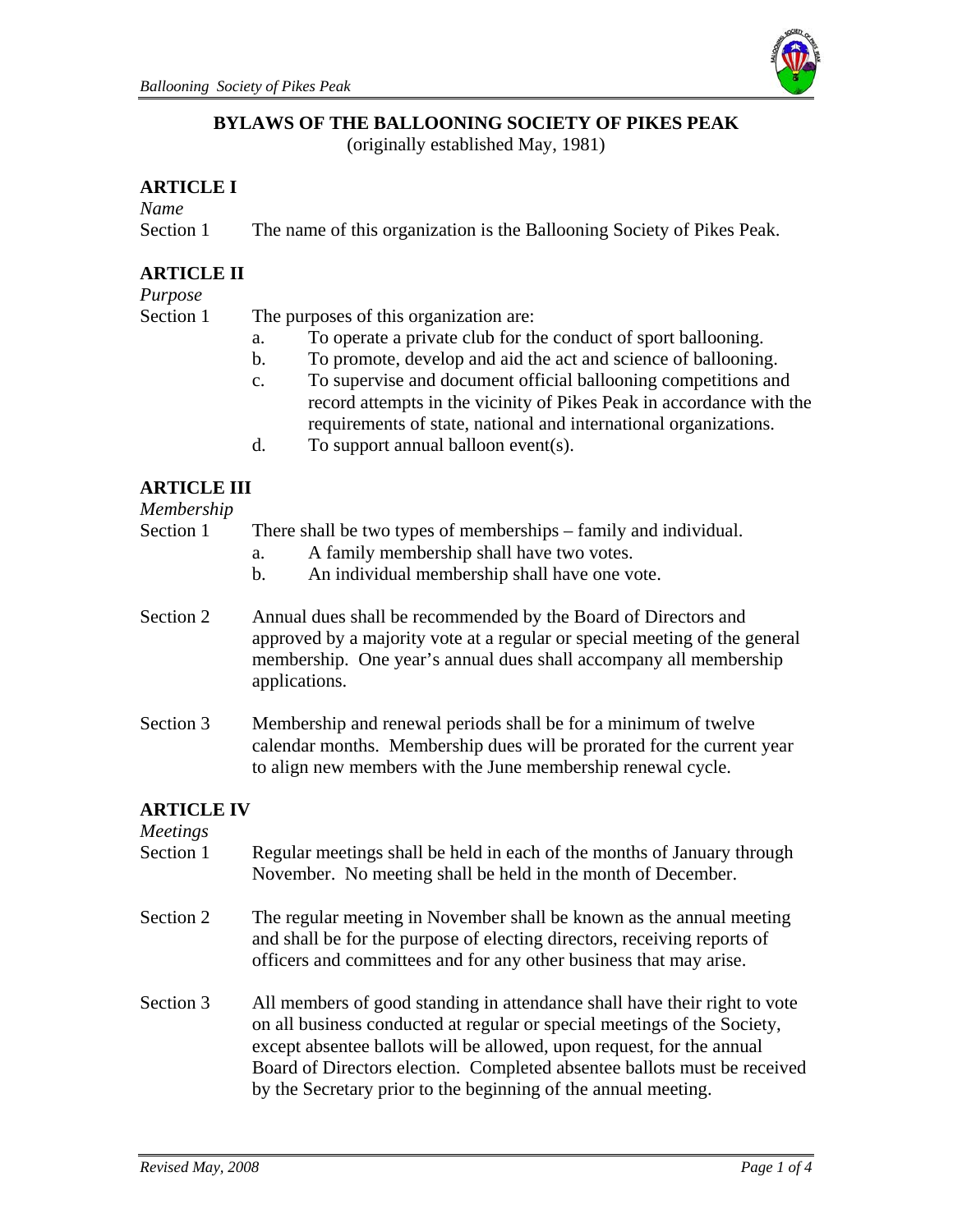# BYLAWS OF THE BALLOONING SOCIETY OF PIKES PEAK

(originally established May, 1981)

## ARTICLE I

*Name*

Section 1 The name of this organization is the Ballooning Society of Pikes Peak.

## ARTICLE II

*Purpose*

Section 1 The purposes of this organization are:

a. To operate a private club for the conduct of sport ballooning.
b. To promote, develop and aid the act and science of ballooning.
c. To supervise and document official ballooning competitions and record attempts in the vicinity of Pikes Peak in accordance with the requirements of state, national and international organizations.
d. To support annual balloon event(s).

## ARTICLE III

*Membership*

Section 1 There shall be two types of memberships – family and individual.

a. A family membership shall have two votes.
b. An individual membership shall have one vote.

Section 2 Annual dues shall be recommended by the Board of Directors and approved by a majority vote at a regular or special meeting of the general membership. One year's annual dues shall accompany all membership applications.

Section 3 Membership and renewal periods shall be for a minimum of twelve calendar months. Membership dues will be prorated for the current year to align new members with the June membership renewal cycle.

## ARTICLE IV

*Meetings*

Section 1 Regular meetings shall be held in each of the months of January through November. No meeting shall be held in the month of December.

Section 2 The regular meeting in November shall be known as the annual meeting and shall be for the purpose of electing directors, receiving reports of officers and committees and for any other business that may arise.

Section 3 All members of good standing in attendance shall have their right to vote on all business conducted at regular or special meetings of the Society, except absentee ballots will be allowed, upon request, for the annual Board of Directors election. Completed absentee ballots must be received by the Secretary prior to the beginning of the annual meeting.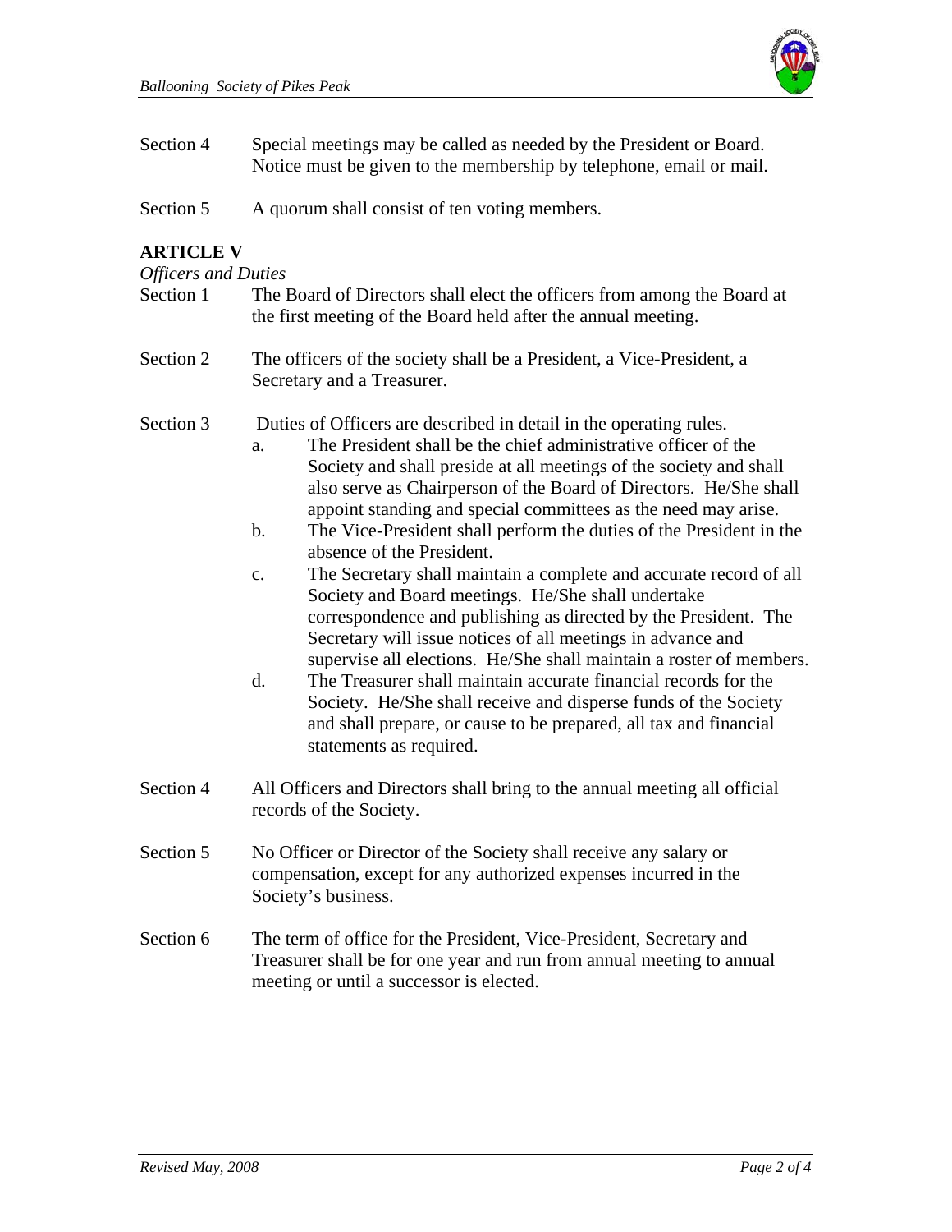Section 4 Special meetings may be called as needed by the President or Board. Notice must be given to the membership by telephone, email or mail.

Section 5 A quorum shall consist of ten voting members.

## ARTICLE V

*Officers and Duties*

Section 1 The Board of Directors shall elect the officers from among the Board at the first meeting of the Board held after the annual meeting.

Section 2 The officers of the society shall be a President, a Vice-President, a Secretary and a Treasurer.

Section 3 Duties of Officers are described in detail in the operating rules.

a. The President shall be the chief administrative officer of the Society and shall preside at all meetings of the society and shall also serve as Chairperson of the Board of Directors. He/She shall appoint standing and special committees as the need may arise.

b. The Vice-President shall perform the duties of the President in the absence of the President.

c. The Secretary shall maintain a complete and accurate record of all Society and Board meetings. He/She shall undertake correspondence and publishing as directed by the President. The Secretary will issue notices of all meetings in advance and supervise all elections. He/She shall maintain a roster of members.

d. The Treasurer shall maintain accurate financial records for the Society. He/She shall receive and disperse funds of the Society and shall prepare, or cause to be prepared, all tax and financial statements as required.

Section 4 All Officers and Directors shall bring to the annual meeting all official records of the Society.

Section 5 No Officer or Director of the Society shall receive any salary or compensation, except for any authorized expenses incurred in the Society's business.

Section 6 The term of office for the President, Vice-President, Secretary and Treasurer shall be for one year and run from annual meeting to annual meeting or until a successor is elected.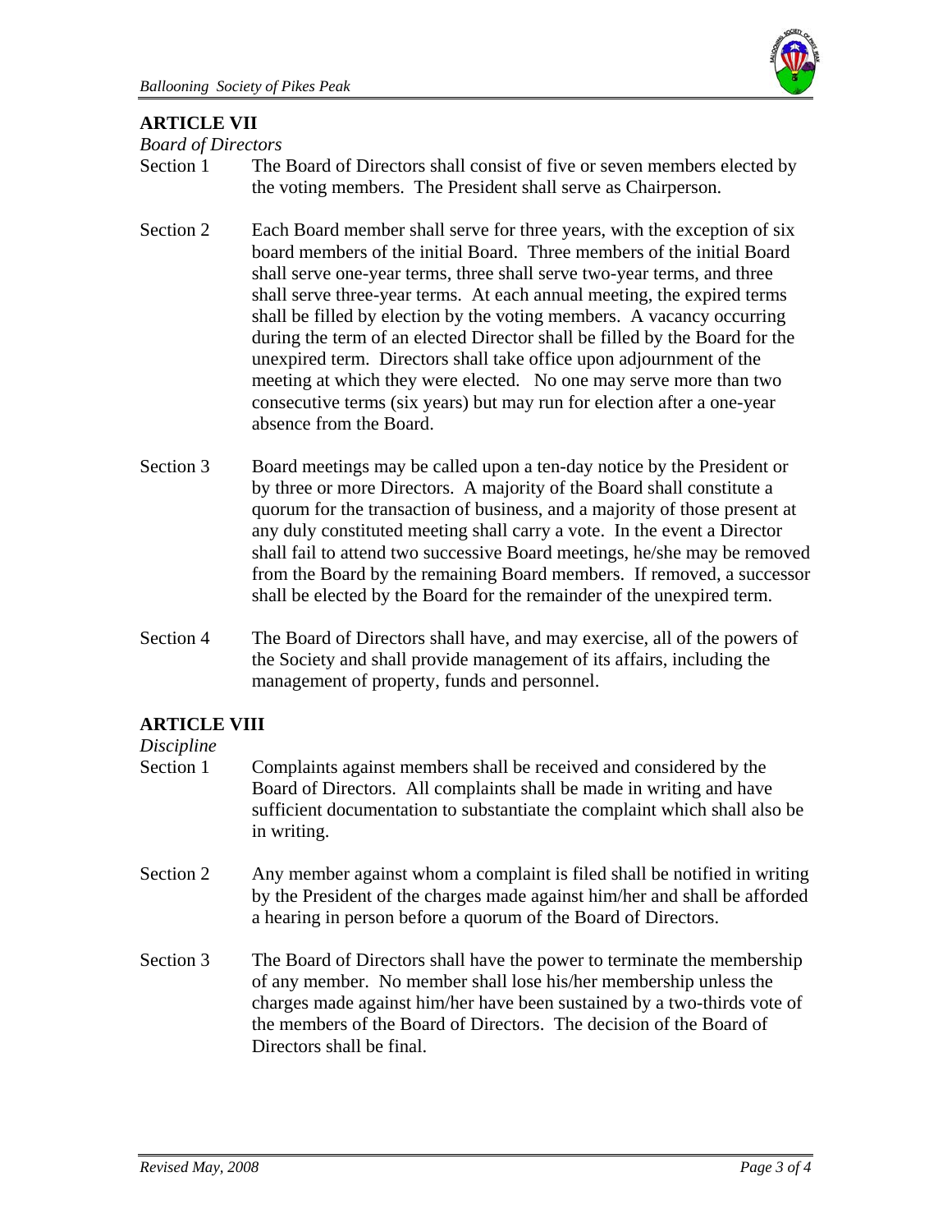## ARTICLE VII

*Board of Directors*

Section 1 The Board of Directors shall consist of five or seven members elected by the voting members. The President shall serve as Chairperson.

Section 2 Each Board member shall serve for three years, with the exception of six board members of the initial Board. Three members of the initial Board shall serve one-year terms, three shall serve two-year terms, and three shall serve three-year terms. At each annual meeting, the expired terms shall be filled by election by the voting members. A vacancy occurring during the term of an elected Director shall be filled by the Board for the unexpired term. Directors shall take office upon adjournment of the meeting at which they were elected. No one may serve more than two consecutive terms (six years) but may run for election after a one-year absence from the Board.

Section 3 Board meetings may be called upon a ten-day notice by the President or by three or more Directors. A majority of the Board shall constitute a quorum for the transaction of business, and a majority of those present at any duly constituted meeting shall carry a vote. In the event a Director shall fail to attend two successive Board meetings, he/she may be removed from the Board by the remaining Board members. If removed, a successor shall be elected by the Board for the remainder of the unexpired term.

Section 4 The Board of Directors shall have, and may exercise, all of the powers of the Society and shall provide management of its affairs, including the management of property, funds and personnel.

## ARTICLE VIII

*Discipline*

Section 1 Complaints against members shall be received and considered by the Board of Directors. All complaints shall be made in writing and have sufficient documentation to substantiate the complaint which shall also be in writing.

Section 2 Any member against whom a complaint is filed shall be notified in writing by the President of the charges made against him/her and shall be afforded a hearing in person before a quorum of the Board of Directors.

Section 3 The Board of Directors shall have the power to terminate the membership of any member. No member shall lose his/her membership unless the charges made against him/her have been sustained by a two-thirds vote of the members of the Board of Directors. The decision of the Board of Directors shall be final.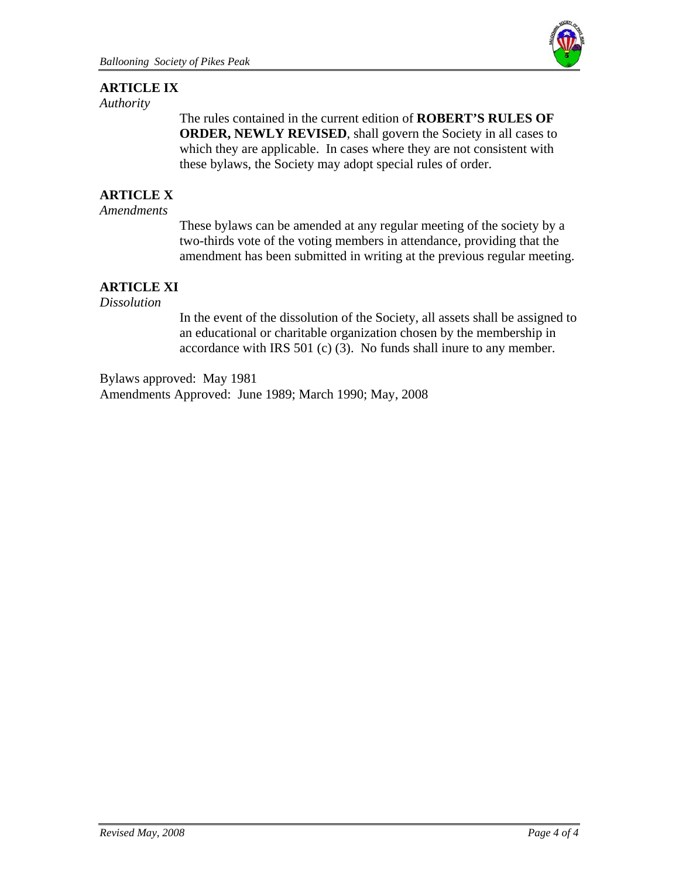## ARTICLE IX

*Authority*

The rules contained in the current edition of **ROBERT'S RULES OF ORDER, NEWLY REVISED**, shall govern the Society in all cases to which they are applicable. In cases where they are not consistent with these bylaws, the Society may adopt special rules of order.

## ARTICLE X

*Amendments*

These bylaws can be amended at any regular meeting of the society by a two-thirds vote of the voting members in attendance, providing that the amendment has been submitted in writing at the previous regular meeting.

## ARTICLE XI

*Dissolution*

In the event of the dissolution of the Society, all assets shall be assigned to an educational or charitable organization chosen by the membership in accordance with IRS 501 (c) (3). No funds shall inure to any member.

Bylaws approved: May 1981
Amendments Approved: June 1989; March 1990; May, 2008